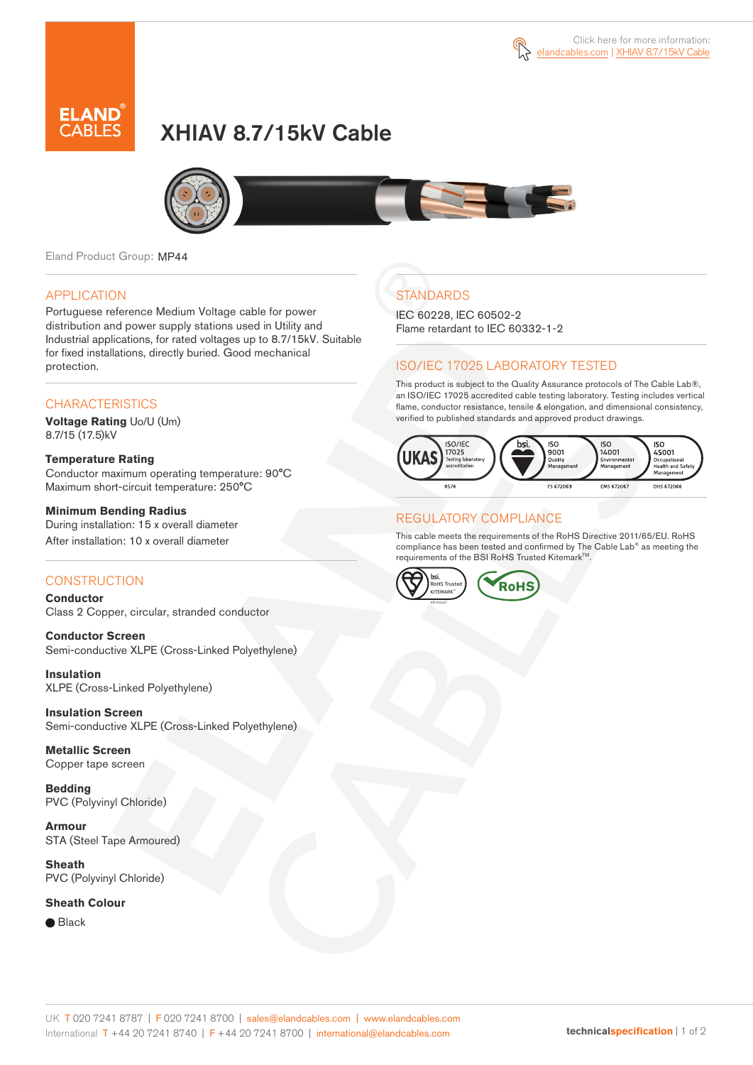Click here for more information: elandcables.com | XHIAV 8.7/15kV Cable

# XHIAV 8.7/15kV Cable

Eland Product Group: MP44

## APPLICATION

Portuguese reference Medium Voltage cable for power distribution and power supply stations used in Utility and Industrial applications, for rated voltages up to 8.7/15kV. Suitable for fixed installations, directly buried. Good mechanical protection.

## CHARACTERISTICS

**Voltage Rating** Uo/U (Um)
8.7/15 (17.5)kV

**Temperature Rating**
Conductor maximum operating temperature: 90°C
Maximum short-circuit temperature: 250°C

**Minimum Bending Radius**
During installation: 15 x overall diameter
After installation: 10 x overall diameter

## CONSTRUCTION

**Conductor**
Class 2 Copper, circular, stranded conductor

**Conductor Screen**
Semi-conductive XLPE (Cross-Linked Polyethylene)

**Insulation**
XLPE (Cross-Linked Polyethylene)

**Insulation Screen**
Semi-conductive XLPE (Cross-Linked Polyethylene)

**Metallic Screen**
Copper tape screen

**Bedding**
PVC (Polyvinyl Chloride)

**Armour**
STA (Steel Tape Armoured)

**Sheath**
PVC (Polyvinyl Chloride)

**Sheath Colour**

● Black

## STANDARDS

IEC 60228, IEC 60502-2
Flame retardant to IEC 60332-1-2

## ISO/IEC 17025 LABORATORY TESTED

This product is subject to the Quality Assurance protocols of The Cable Lab®, an ISO/IEC 17025 accredited cable testing laboratory. Testing includes vertical flame, conductor resistance, tensile & elongation, and dimensional consistency, verified to published standards and approved product drawings.

UKAS ISO/IEC 17025 Testing laboratory accreditation 8578 | bsi. ISO 9001 Quality Management FS 672069 | ISO 14001 Environmental Management EMS 672067 | ISO 45001 Occupational Health and Safety Management OHS 672066

## REGULATORY COMPLIANCE

This cable meets the requirements of the RoHS Directive 2011/65/EU. RoHS compliance has been tested and confirmed by The Cable Lab® as meeting the requirements of the BSI RoHS Trusted Kitemark™.

bsi. RoHS Trusted KITEMARK™ | RoHS

UK T 020 7241 8787 | F 020 7241 8700 | sales@elandcables.com | www.elandcables.com
International T +44 20 7241 8740 | F +44 20 7241 8700 | international@elandcables.com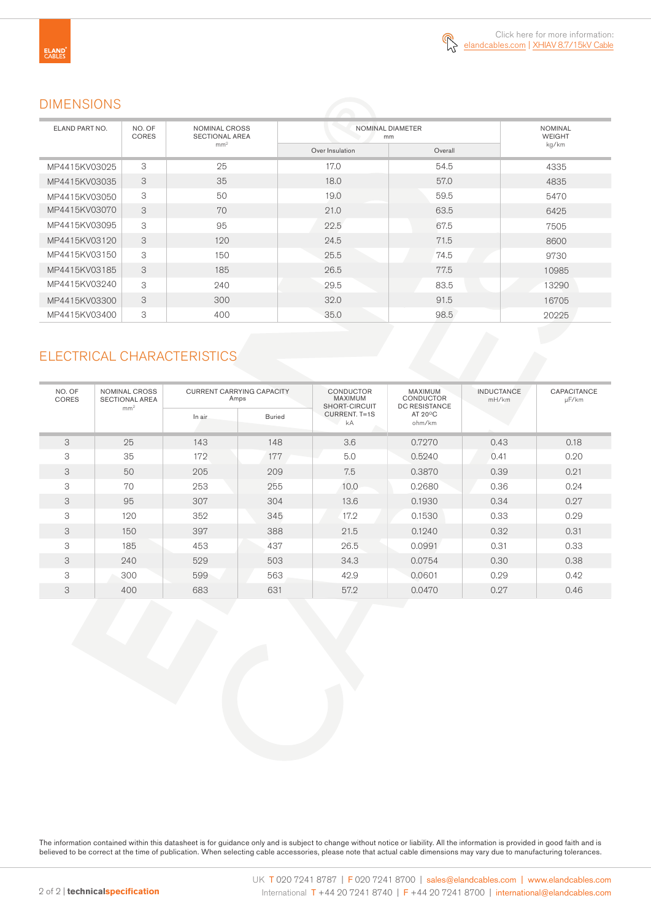Click here for more information: elandcables.com | XHIAV 8.7/15kV Cable

## DIMENSIONS

| ELAND PART NO. | NO. OF CORES | NOMINAL CROSS SECTIONAL AREA mm² | NOMINAL DIAMETER mm | | NOMINAL WEIGHT kg/km |
|---|---|---|---|---|---|
| | | | Over Insulation | Overall | |
| MP4415KV03025 | 3 | 25 | 17.0 | 54.5 | 4335 |
| MP4415KV03035 | 3 | 35 | 18.0 | 57.0 | 4835 |
| MP4415KV03050 | 3 | 50 | 19.0 | 59.5 | 5470 |
| MP4415KV03070 | 3 | 70 | 21.0 | 63.5 | 6425 |
| MP4415KV03095 | 3 | 95 | 22.5 | 67.5 | 7505 |
| MP4415KV03120 | 3 | 120 | 24.5 | 71.5 | 8600 |
| MP4415KV03150 | 3 | 150 | 25.5 | 74.5 | 9730 |
| MP4415KV03185 | 3 | 185 | 26.5 | 77.5 | 10985 |
| MP4415KV03240 | 3 | 240 | 29.5 | 83.5 | 13290 |
| MP4415KV03300 | 3 | 300 | 32.0 | 91.5 | 16705 |
| MP4415KV03400 | 3 | 400 | 35.0 | 98.5 | 20225 |

## ELECTRICAL CHARACTERISTICS

| NO. OF CORES | NOMINAL CROSS SECTIONAL AREA mm² | CURRENT CARRYING CAPACITY Amps | | CONDUCTOR MAXIMUM SHORT-CIRCUIT CURRENT. T=1S kA | MAXIMUM CONDUCTOR DC RESISTANCE AT 20°C ohm/km | INDUCTANCE mH/km | CAPACITANCE µF/km |
|---|---|---|---|---|---|---|---|
| | | In air | Buried | | | | |
| 3 | 25 | 143 | 148 | 3.6 | 0.7270 | 0.43 | 0.18 |
| 3 | 35 | 172 | 177 | 5.0 | 0.5240 | 0.41 | 0.20 |
| 3 | 50 | 205 | 209 | 7.5 | 0.3870 | 0.39 | 0.21 |
| 3 | 70 | 253 | 255 | 10.0 | 0.2680 | 0.36 | 0.24 |
| 3 | 95 | 307 | 304 | 13.6 | 0.1930 | 0.34 | 0.27 |
| 3 | 120 | 352 | 345 | 17.2 | 0.1530 | 0.33 | 0.29 |
| 3 | 150 | 397 | 388 | 21.5 | 0.1240 | 0.32 | 0.31 |
| 3 | 185 | 453 | 437 | 26.5 | 0.0991 | 0.31 | 0.33 |
| 3 | 240 | 529 | 503 | 34.3 | 0.0754 | 0.30 | 0.38 |
| 3 | 300 | 599 | 563 | 42.9 | 0.0601 | 0.29 | 0.42 |
| 3 | 400 | 683 | 631 | 57.2 | 0.0470 | 0.27 | 0.46 |

The information contained within this datasheet is for guidance only and is subject to change without notice or liability. All the information is provided in good faith and is believed to be correct at the time of publication. When selecting cable accessories, please note that actual cable dimensions may vary due to manufacturing tolerances.

UK T 020 7241 8787 | F 020 7241 8700 | sales@elandcables.com | www.elandcables.com
International T +44 20 7241 8740 | F +44 20 7241 8700 | international@elandcables.com